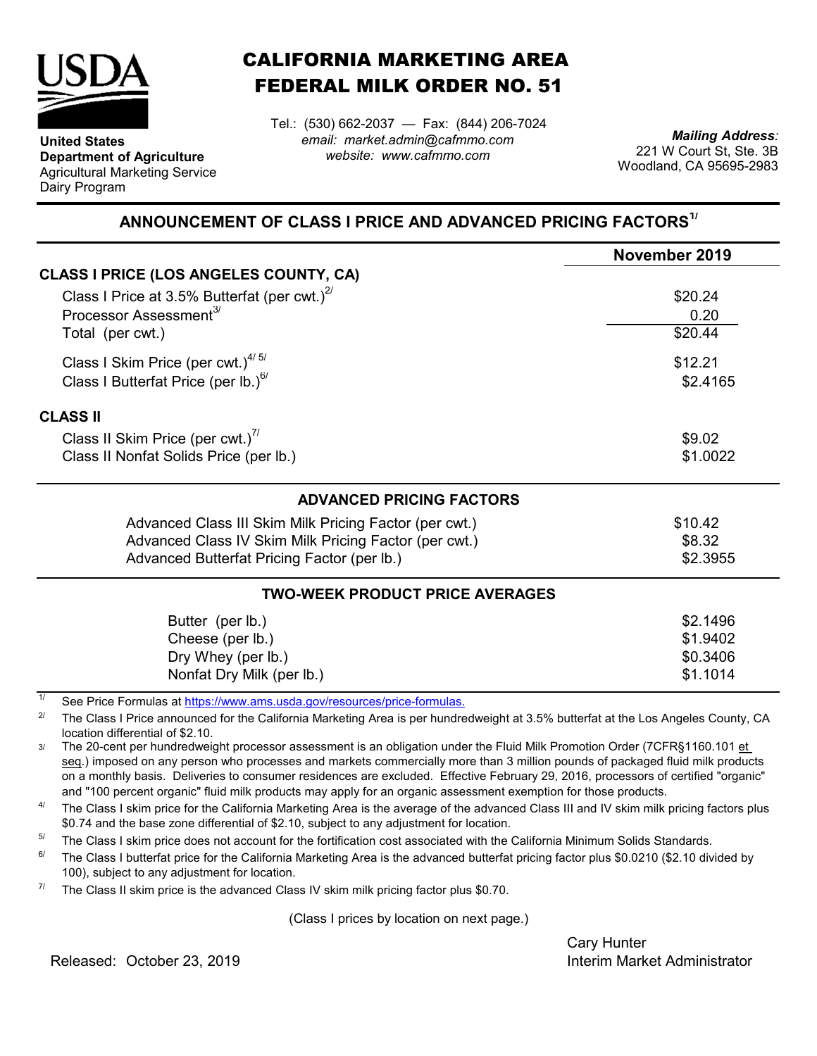# CALIFORNIA MARKETING AREA
# FEDERAL MILK ORDER NO. 51

**United States Department of Agriculture**
Agricultural Marketing Service
Dairy Program

Tel.: (530) 662-2037 — Fax: (844) 206-7024
*email: market.admin@cafmmo.com*
*website: www.cafmmo.com*

***Mailing Address:***
221 W Court St, Ste. 3B
Woodland, CA 95695-2983

## ANNOUNCEMENT OF CLASS I PRICE AND ADVANCED PRICING FACTORS[1/]

| | November 2019 |
|---|---|
| **CLASS I PRICE (LOS ANGELES COUNTY, CA)** | |
| Class I Price at 3.5% Butterfat (per cwt.)[2/] | $20.24 |
| Processor Assessment[3/] | 0.20 |
| Total (per cwt.) | $20.44 |
| Class I Skim Price (per cwt.)[4/ 5/] | $12.21 |
| Class I Butterfat Price (per lb.)[6/] | $2.4165 |
| **CLASS II** | |
| Class II Skim Price (per cwt.)[7/] | $9.02 |
| Class II Nonfat Solids Price (per lb.) | $1.0022 |

### ADVANCED PRICING FACTORS

| | |
|---|---|
| Advanced Class III Skim Milk Pricing Factor (per cwt.) | $10.42 |
| Advanced Class IV Skim Milk Pricing Factor (per cwt.) | $8.32 |
| Advanced Butterfat Pricing Factor (per lb.) | $2.3955 |

### TWO-WEEK PRODUCT PRICE AVERAGES

| | |
|---|---|
| Butter (per lb.) | $2.1496 |
| Cheese (per lb.) | $1.9402 |
| Dry Whey (per lb.) | $0.3406 |
| Nonfat Dry Milk (per lb.) | $1.1014 |

[1/] See Price Formulas at https://www.ams.usda.gov/resources/price-formulas.

[2/] The Class I Price announced for the California Marketing Area is per hundredweight at 3.5% butterfat at the Los Angeles County, CA location differential of $2.10.

[3/] The 20-cent per hundredweight processor assessment is an obligation under the Fluid Milk Promotion Order (7CFR§1160.101 et seq.) imposed on any person who processes and markets commercially more than 3 million pounds of packaged fluid milk products on a monthly basis. Deliveries to consumer residences are excluded. Effective February 29, 2016, processors of certified "organic" and "100 percent organic" fluid milk products may apply for an organic assessment exemption for those products.

[4/] The Class I skim price for the California Marketing Area is the average of the advanced Class III and IV skim milk pricing factors plus $0.74 and the base zone differential of $2.10, subject to any adjustment for location.

[5/] The Class I skim price does not account for the fortification cost associated with the California Minimum Solids Standards.

[6/] The Class I butterfat price for the California Marketing Area is the advanced butterfat pricing factor plus $0.0210 ($2.10 divided by 100), subject to any adjustment for location.

[7/] The Class II skim price is the advanced Class IV skim milk pricing factor plus $0.70.

(Class I prices by location on next page.)

Released: October 23, 2019

Cary Hunter
Interim Market Administrator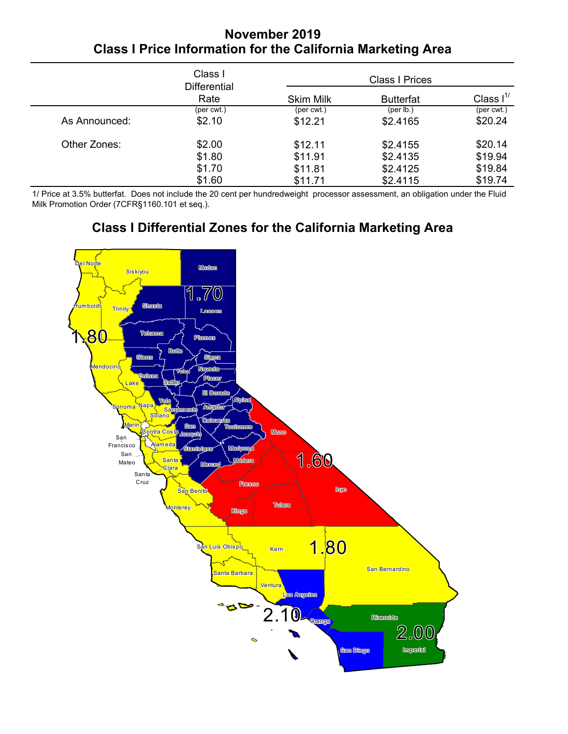# November 2019
# Class I Price Information for the California Marketing Area

| | Class I Differential Rate | Class I Prices | | |
|---|---|---|---|---|
| | | Skim Milk | Butterfat | Class I[1/] |
| | (per cwt.) | (per cwt.) | (per lb.) | (per cwt.) |
| As Announced: | $2.10 | $12.21 | $2.4165 | $20.24 |
| Other Zones: | $2.00 | $12.11 | $2.4155 | $20.14 |
| | $1.80 | $11.91 | $2.4135 | $19.94 |
| | $1.70 | $11.81 | $2.4125 | $19.84 |
| | $1.60 | $11.71 | $2.4115 | $19.74 |

1/ Price at 3.5% butterfat. Does not include the 20 cent per hundredweight processor assessment, an obligation under the Fluid Milk Promotion Order (7CFR§1160.101 et seq.).

## Class I Differential Zones for the California Marketing Area

Del Norte
Siskiyou
Modoc
1.70
Humboldt
Trinity
Shasta
Lassen
1.80
Tehama
Plumas
Butte
Glenn
Sierra
Mendocino
Yuba
Nevada
Colusa
Lake
Sutter
Placer
El Dorado
Yolo
Alpine
Sonoma
Napa
Sacramento
Amador
Solano
Calaveras
Marin
San Joaquin
Tuolumne
Mono
Contra Costa
San Francisco
Alameda
Stanislaus
Mariposa
San Mateo
Santa Clara
Merced
Madera
1.60
Santa Cruz
Fresno
San Benito
Inyo
Monterey
Tulare
Kings
San Luis Obispo
Kern
1.80
Santa Barbara
San Bernardino
Ventura
Los Angeles
2.10
Orange
Riverside
2.00
San Diego
Imperial